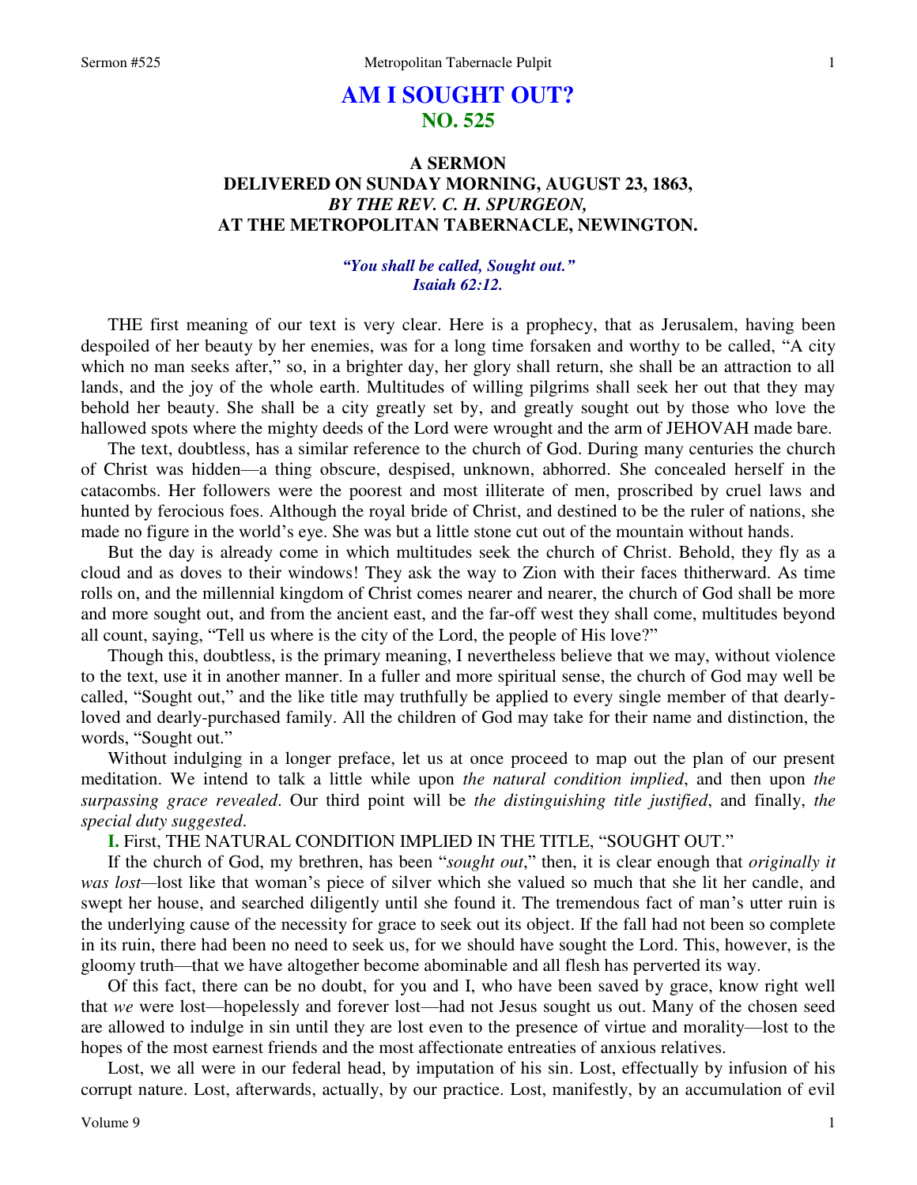# AM I SOUGHT OUT?
## NO. 525

### A SERMON
### DELIVERED ON SUNDAY MORNING, AUGUST 23, 1863,
### *BY THE REV. C. H. SPURGEON,*
### AT THE METROPOLITAN TABERNACLE, NEWINGTON.

*"You shall be called, Sought out." Isaiah 62:12.*

THE first meaning of our text is very clear. Here is a prophecy, that as Jerusalem, having been despoiled of her beauty by her enemies, was for a long time forsaken and worthy to be called, "A city which no man seeks after," so, in a brighter day, her glory shall return, she shall be an attraction to all lands, and the joy of the whole earth. Multitudes of willing pilgrims shall seek her out that they may behold her beauty. She shall be a city greatly set by, and greatly sought out by those who love the hallowed spots where the mighty deeds of the Lord were wrought and the arm of JEHOVAH made bare.

The text, doubtless, has a similar reference to the church of God. During many centuries the church of Christ was hidden—a thing obscure, despised, unknown, abhorred. She concealed herself in the catacombs. Her followers were the poorest and most illiterate of men, proscribed by cruel laws and hunted by ferocious foes. Although the royal bride of Christ, and destined to be the ruler of nations, she made no figure in the world's eye. She was but a little stone cut out of the mountain without hands.

But the day is already come in which multitudes seek the church of Christ. Behold, they fly as a cloud and as doves to their windows! They ask the way to Zion with their faces thitherward. As time rolls on, and the millennial kingdom of Christ comes nearer and nearer, the church of God shall be more and more sought out, and from the ancient east, and the far-off west they shall come, multitudes beyond all count, saying, "Tell us where is the city of the Lord, the people of His love?"

Though this, doubtless, is the primary meaning, I nevertheless believe that we may, without violence to the text, use it in another manner. In a fuller and more spiritual sense, the church of God may well be called, "Sought out," and the like title may truthfully be applied to every single member of that dearly-loved and dearly-purchased family. All the children of God may take for their name and distinction, the words, "Sought out."

Without indulging in a longer preface, let us at once proceed to map out the plan of our present meditation. We intend to talk a little while upon *the natural condition implied*, and then upon *the surpassing grace revealed*. Our third point will be *the distinguishing title justified*, and finally, *the special duty suggested*.

**I.** First, THE NATURAL CONDITION IMPLIED IN THE TITLE, "SOUGHT OUT."

If the church of God, my brethren, has been "*sought out*," then, it is clear enough that *originally it was lost*—lost like that woman's piece of silver which she valued so much that she lit her candle, and swept her house, and searched diligently until she found it. The tremendous fact of man's utter ruin is the underlying cause of the necessity for grace to seek out its object. If the fall had not been so complete in its ruin, there had been no need to seek us, for we should have sought the Lord. This, however, is the gloomy truth—that we have altogether become abominable and all flesh has perverted its way.

Of this fact, there can be no doubt, for you and I, who have been saved by grace, know right well that *we* were lost—hopelessly and forever lost—had not Jesus sought us out. Many of the chosen seed are allowed to indulge in sin until they are lost even to the presence of virtue and morality—lost to the hopes of the most earnest friends and the most affectionate entreaties of anxious relatives.

Lost, we all were in our federal head, by imputation of his sin. Lost, effectually by infusion of his corrupt nature. Lost, afterwards, actually, by our practice. Lost, manifestly, by an accumulation of evil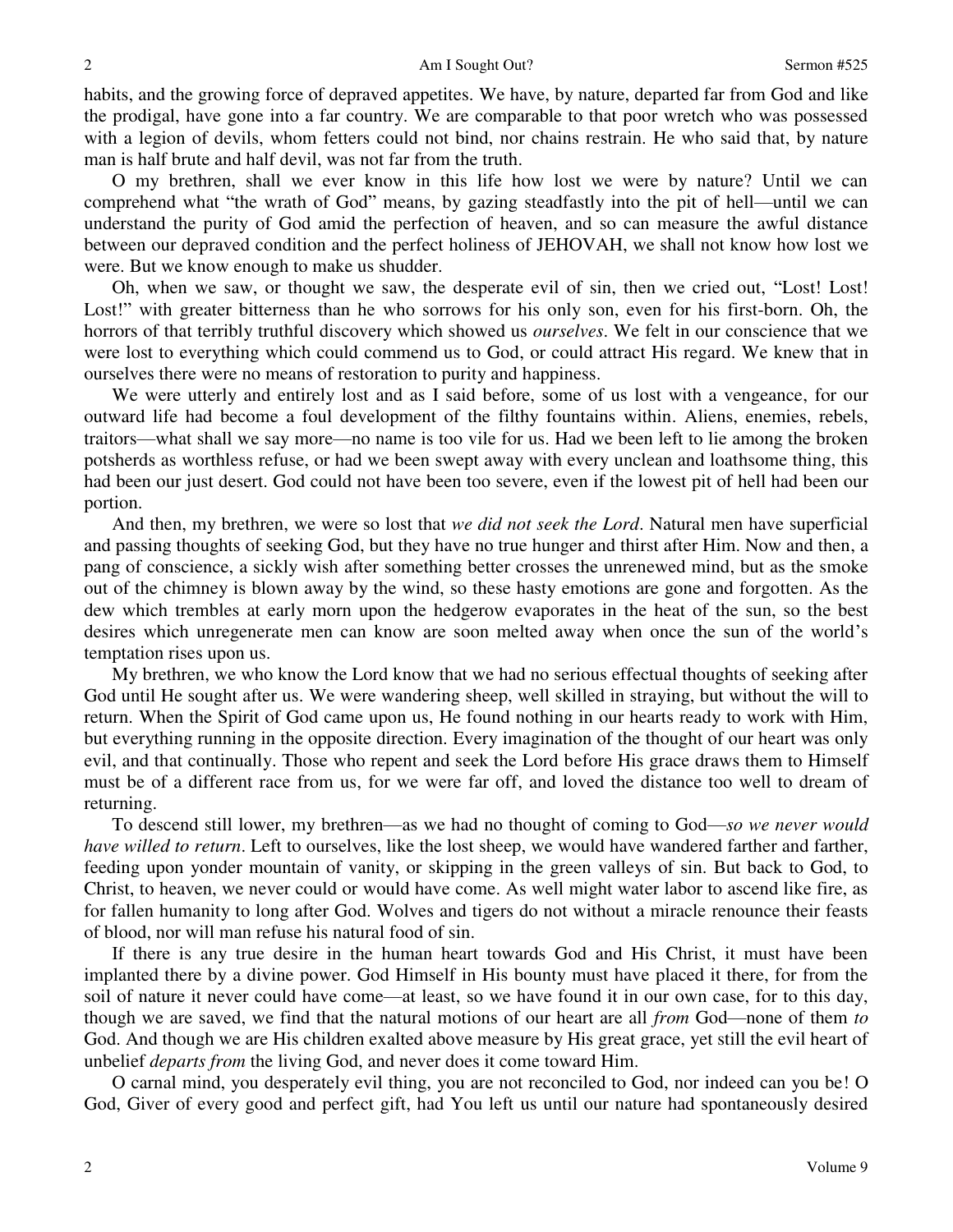habits, and the growing force of depraved appetites. We have, by nature, departed far from God and like the prodigal, have gone into a far country. We are comparable to that poor wretch who was possessed with a legion of devils, whom fetters could not bind, nor chains restrain. He who said that, by nature man is half brute and half devil, was not far from the truth.

O my brethren, shall we ever know in this life how lost we were by nature? Until we can comprehend what "the wrath of God" means, by gazing steadfastly into the pit of hell—until we can understand the purity of God amid the perfection of heaven, and so can measure the awful distance between our depraved condition and the perfect holiness of JEHOVAH, we shall not know how lost we were. But we know enough to make us shudder.

Oh, when we saw, or thought we saw, the desperate evil of sin, then we cried out, "Lost! Lost! Lost!" with greater bitterness than he who sorrows for his only son, even for his first-born. Oh, the horrors of that terribly truthful discovery which showed us *ourselves*. We felt in our conscience that we were lost to everything which could commend us to God, or could attract His regard. We knew that in ourselves there were no means of restoration to purity and happiness.

We were utterly and entirely lost and as I said before, some of us lost with a vengeance, for our outward life had become a foul development of the filthy fountains within. Aliens, enemies, rebels, traitors—what shall we say more—no name is too vile for us. Had we been left to lie among the broken potsherds as worthless refuse, or had we been swept away with every unclean and loathsome thing, this had been our just desert. God could not have been too severe, even if the lowest pit of hell had been our portion.

And then, my brethren, we were so lost that *we did not seek the Lord*. Natural men have superficial and passing thoughts of seeking God, but they have no true hunger and thirst after Him. Now and then, a pang of conscience, a sickly wish after something better crosses the unrenewed mind, but as the smoke out of the chimney is blown away by the wind, so these hasty emotions are gone and forgotten. As the dew which trembles at early morn upon the hedgerow evaporates in the heat of the sun, so the best desires which unregenerate men can know are soon melted away when once the sun of the world's temptation rises upon us.

My brethren, we who know the Lord know that we had no serious effectual thoughts of seeking after God until He sought after us. We were wandering sheep, well skilled in straying, but without the will to return. When the Spirit of God came upon us, He found nothing in our hearts ready to work with Him, but everything running in the opposite direction. Every imagination of the thought of our heart was only evil, and that continually. Those who repent and seek the Lord before His grace draws them to Himself must be of a different race from us, for we were far off, and loved the distance too well to dream of returning.

To descend still lower, my brethren—as we had no thought of coming to God—*so we never would have willed to return*. Left to ourselves, like the lost sheep, we would have wandered farther and farther, feeding upon yonder mountain of vanity, or skipping in the green valleys of sin. But back to God, to Christ, to heaven, we never could or would have come. As well might water labor to ascend like fire, as for fallen humanity to long after God. Wolves and tigers do not without a miracle renounce their feasts of blood, nor will man refuse his natural food of sin.

If there is any true desire in the human heart towards God and His Christ, it must have been implanted there by a divine power. God Himself in His bounty must have placed it there, for from the soil of nature it never could have come—at least, so we have found it in our own case, for to this day, though we are saved, we find that the natural motions of our heart are all *from* God—none of them *to* God. And though we are His children exalted above measure by His great grace, yet still the evil heart of unbelief *departs from* the living God, and never does it come toward Him.

O carnal mind, you desperately evil thing, you are not reconciled to God, nor indeed can you be! O God, Giver of every good and perfect gift, had You left us until our nature had spontaneously desired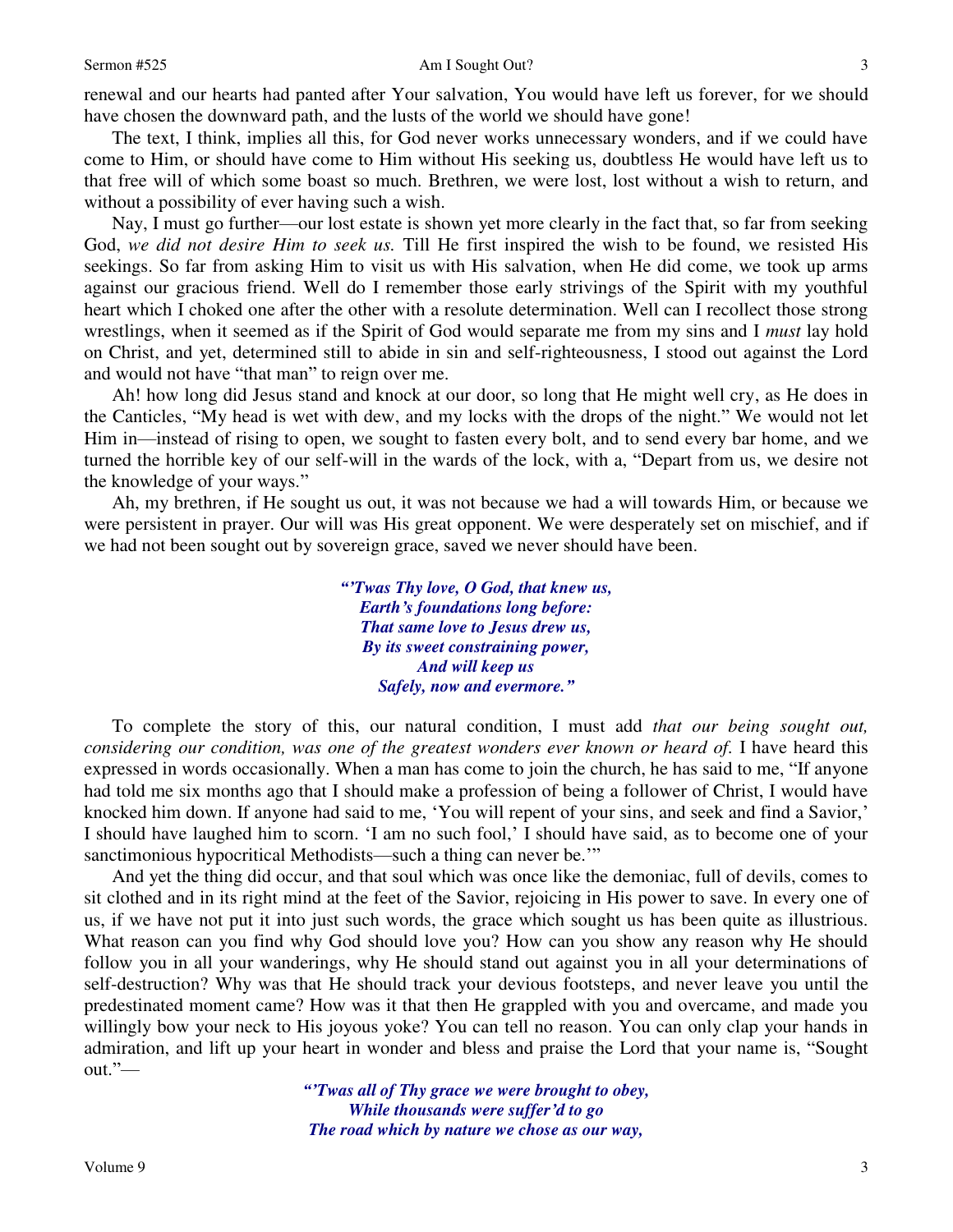renewal and our hearts had panted after Your salvation, You would have left us forever, for we should have chosen the downward path, and the lusts of the world we should have gone!

The text, I think, implies all this, for God never works unnecessary wonders, and if we could have come to Him, or should have come to Him without His seeking us, doubtless He would have left us to that free will of which some boast so much. Brethren, we were lost, lost without a wish to return, and without a possibility of ever having such a wish.

Nay, I must go further—our lost estate is shown yet more clearly in the fact that, so far from seeking God, *we did not desire Him to seek us.* Till He first inspired the wish to be found, we resisted His seekings. So far from asking Him to visit us with His salvation, when He did come, we took up arms against our gracious friend. Well do I remember those early strivings of the Spirit with my youthful heart which I choked one after the other with a resolute determination. Well can I recollect those strong wrestlings, when it seemed as if the Spirit of God would separate me from my sins and I *must* lay hold on Christ, and yet, determined still to abide in sin and self-righteousness, I stood out against the Lord and would not have "that man" to reign over me.

Ah! how long did Jesus stand and knock at our door, so long that He might well cry, as He does in the Canticles, "My head is wet with dew, and my locks with the drops of the night." We would not let Him in—instead of rising to open, we sought to fasten every bolt, and to send every bar home, and we turned the horrible key of our self-will in the wards of the lock, with a, "Depart from us, we desire not the knowledge of your ways."

Ah, my brethren, if He sought us out, it was not because we had a will towards Him, or because we were persistent in prayer. Our will was His great opponent. We were desperately set on mischief, and if we had not been sought out by sovereign grace, saved we never should have been.

> ***"'Twas Thy love, O God, that knew us,***
> ***Earth's foundations long before:***
> ***That same love to Jesus drew us,***
> ***By its sweet constraining power,***
> ***And will keep us***
> ***Safely, now and evermore."***

To complete the story of this, our natural condition, I must add *that our being sought out, considering our condition, was one of the greatest wonders ever known or heard of.* I have heard this expressed in words occasionally. When a man has come to join the church, he has said to me, "If anyone had told me six months ago that I should make a profession of being a follower of Christ, I would have knocked him down. If anyone had said to me, 'You will repent of your sins, and seek and find a Savior,' I should have laughed him to scorn. 'I am no such fool,' I should have said, as to become one of your sanctimonious hypocritical Methodists—such a thing can never be.'"

And yet the thing did occur, and that soul which was once like the demoniac, full of devils, comes to sit clothed and in its right mind at the feet of the Savior, rejoicing in His power to save. In every one of us, if we have not put it into just such words, the grace which sought us has been quite as illustrious. What reason can you find why God should love you? How can you show any reason why He should follow you in all your wanderings, why He should stand out against you in all your determinations of self-destruction? Why was that He should track your devious footsteps, and never leave you until the predestinated moment came? How was it that then He grappled with you and overcame, and made you willingly bow your neck to His joyous yoke? You can tell no reason. You can only clap your hands in admiration, and lift up your heart in wonder and bless and praise the Lord that your name is, "Sought out."—

> ***"'Twas all of Thy grace we were brought to obey,***
> ***While thousands were suffer'd to go***
> ***The road which by nature we chose as our way,***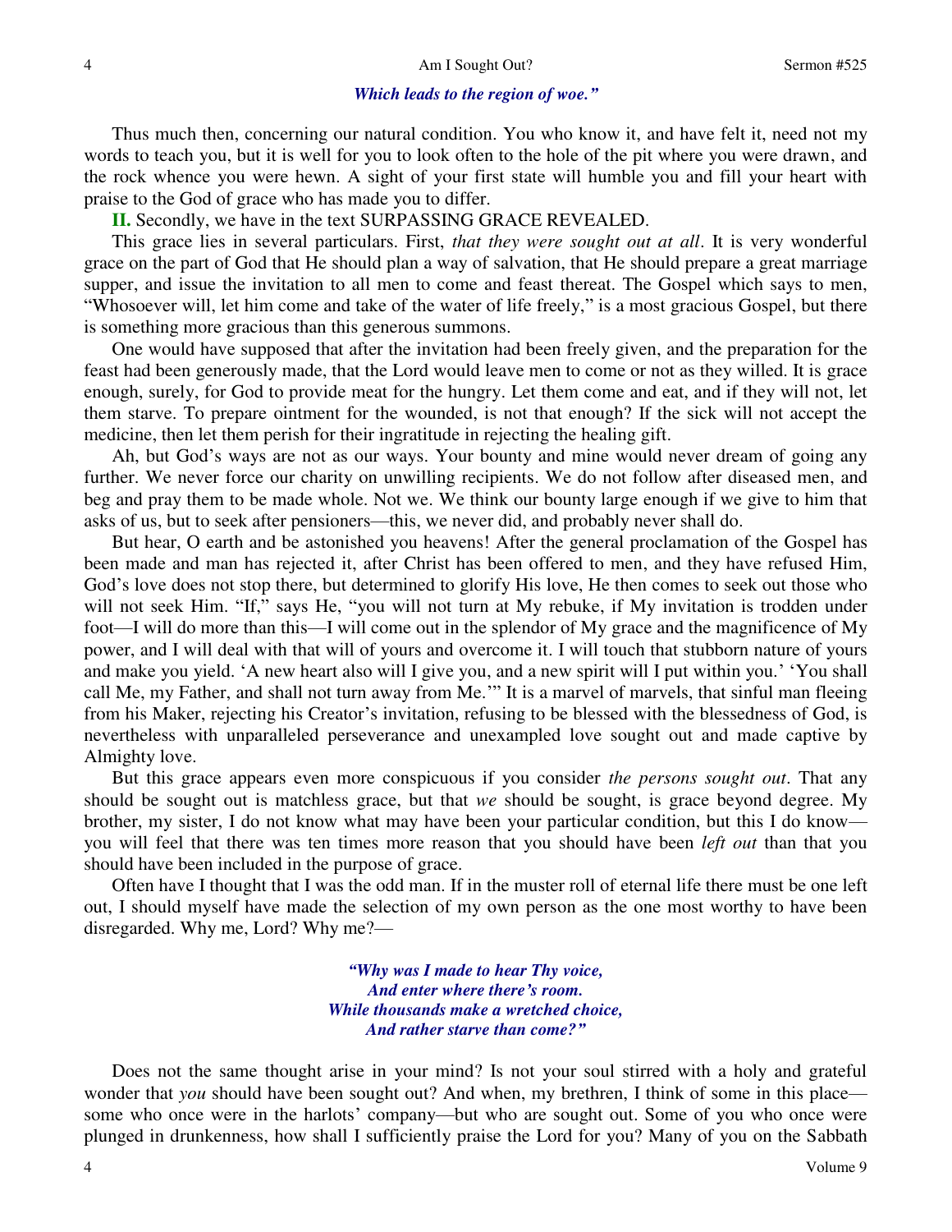*Which leads to the region of woe."*

Thus much then, concerning our natural condition. You who know it, and have felt it, need not my words to teach you, but it is well for you to look often to the hole of the pit where you were drawn, and the rock whence you were hewn. A sight of your first state will humble you and fill your heart with praise to the God of grace who has made you to differ.

**II.** Secondly, we have in the text SURPASSING GRACE REVEALED.

This grace lies in several particulars. First, *that they were sought out at all*. It is very wonderful grace on the part of God that He should plan a way of salvation, that He should prepare a great marriage supper, and issue the invitation to all men to come and feast thereat. The Gospel which says to men, "Whosoever will, let him come and take of the water of life freely," is a most gracious Gospel, but there is something more gracious than this generous summons.

One would have supposed that after the invitation had been freely given, and the preparation for the feast had been generously made, that the Lord would leave men to come or not as they willed. It is grace enough, surely, for God to provide meat for the hungry. Let them come and eat, and if they will not, let them starve. To prepare ointment for the wounded, is not that enough? If the sick will not accept the medicine, then let them perish for their ingratitude in rejecting the healing gift.

Ah, but God's ways are not as our ways. Your bounty and mine would never dream of going any further. We never force our charity on unwilling recipients. We do not follow after diseased men, and beg and pray them to be made whole. Not we. We think our bounty large enough if we give to him that asks of us, but to seek after pensioners—this, we never did, and probably never shall do.

But hear, O earth and be astonished you heavens! After the general proclamation of the Gospel has been made and man has rejected it, after Christ has been offered to men, and they have refused Him, God's love does not stop there, but determined to glorify His love, He then comes to seek out those who will not seek Him. "If," says He, "you will not turn at My rebuke, if My invitation is trodden under foot—I will do more than this—I will come out in the splendor of My grace and the magnificence of My power, and I will deal with that will of yours and overcome it. I will touch that stubborn nature of yours and make you yield. 'A new heart also will I give you, and a new spirit will I put within you.' 'You shall call Me, my Father, and shall not turn away from Me.'" It is a marvel of marvels, that sinful man fleeing from his Maker, rejecting his Creator's invitation, refusing to be blessed with the blessedness of God, is nevertheless with unparalleled perseverance and unexampled love sought out and made captive by Almighty love.

But this grace appears even more conspicuous if you consider *the persons sought out*. That any should be sought out is matchless grace, but that *we* should be sought, is grace beyond degree. My brother, my sister, I do not know what may have been your particular condition, but this I do know—you will feel that there was ten times more reason that you should have been *left out* than that you should have been included in the purpose of grace.

Often have I thought that I was the odd man. If in the muster roll of eternal life there must be one left out, I should myself have made the selection of my own person as the one most worthy to have been disregarded. Why me, Lord? Why me?—

*"Why was I made to hear Thy voice,*
*And enter where there's room.*
*While thousands make a wretched choice,*
*And rather starve than come?"*

Does not the same thought arise in your mind? Is not your soul stirred with a holy and grateful wonder that *you* should have been sought out? And when, my brethren, I think of some in this place—some who once were in the harlots' company—but who are sought out. Some of you who once were plunged in drunkenness, how shall I sufficiently praise the Lord for you? Many of you on the Sabbath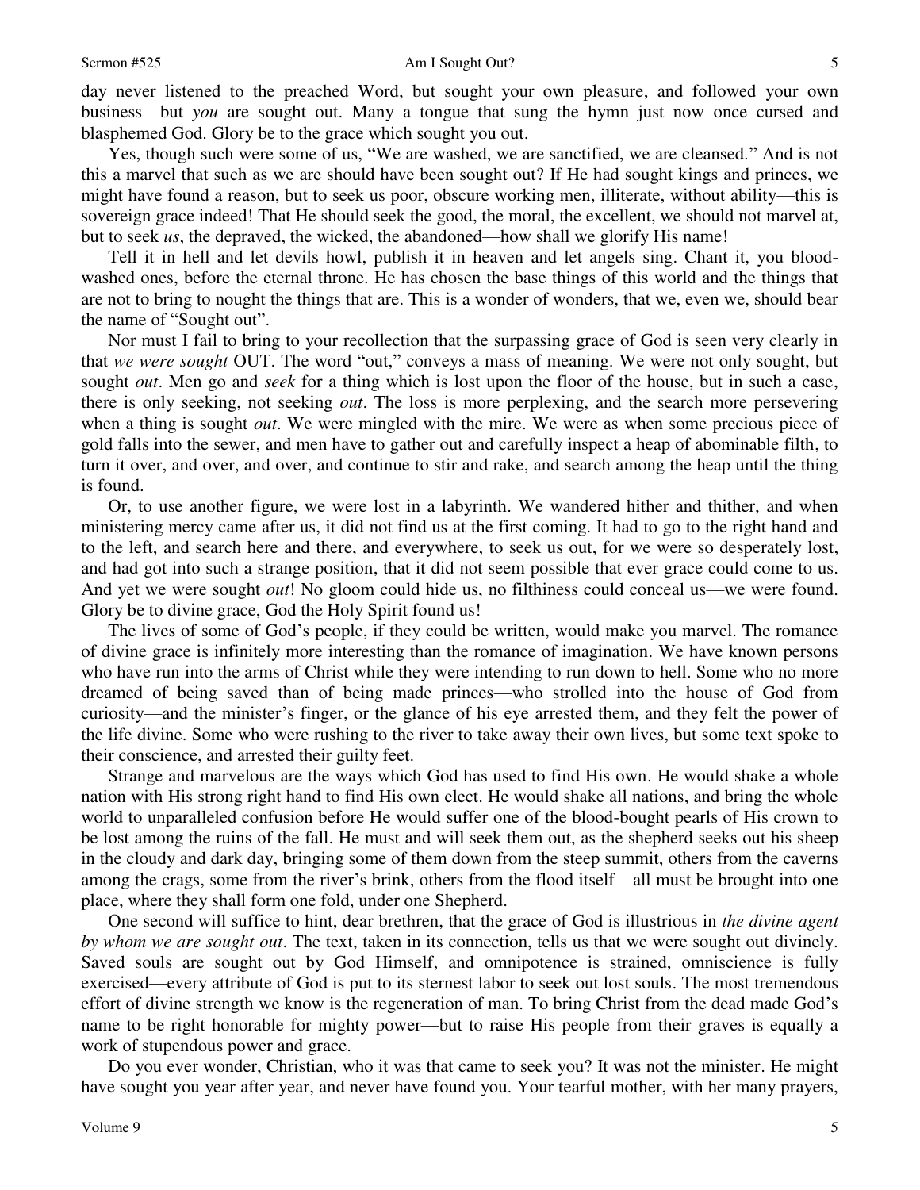day never listened to the preached Word, but sought your own pleasure, and followed your own business—but *you* are sought out. Many a tongue that sung the hymn just now once cursed and blasphemed God. Glory be to the grace which sought you out.

Yes, though such were some of us, "We are washed, we are sanctified, we are cleansed." And is not this a marvel that such as we are should have been sought out? If He had sought kings and princes, we might have found a reason, but to seek us poor, obscure working men, illiterate, without ability—this is sovereign grace indeed! That He should seek the good, the moral, the excellent, we should not marvel at, but to seek *us*, the depraved, the wicked, the abandoned—how shall we glorify His name!

Tell it in hell and let devils howl, publish it in heaven and let angels sing. Chant it, you blood-washed ones, before the eternal throne. He has chosen the base things of this world and the things that are not to bring to nought the things that are. This is a wonder of wonders, that we, even we, should bear the name of "Sought out".

Nor must I fail to bring to your recollection that the surpassing grace of God is seen very clearly in that *we were sought* OUT. The word "out," conveys a mass of meaning. We were not only sought, but sought *out*. Men go and *seek* for a thing which is lost upon the floor of the house, but in such a case, there is only seeking, not seeking *out*. The loss is more perplexing, and the search more persevering when a thing is sought *out*. We were mingled with the mire. We were as when some precious piece of gold falls into the sewer, and men have to gather out and carefully inspect a heap of abominable filth, to turn it over, and over, and over, and continue to stir and rake, and search among the heap until the thing is found.

Or, to use another figure, we were lost in a labyrinth. We wandered hither and thither, and when ministering mercy came after us, it did not find us at the first coming. It had to go to the right hand and to the left, and search here and there, and everywhere, to seek us out, for we were so desperately lost, and had got into such a strange position, that it did not seem possible that ever grace could come to us. And yet we were sought *out*! No gloom could hide us, no filthiness could conceal us—we were found. Glory be to divine grace, God the Holy Spirit found us!

The lives of some of God's people, if they could be written, would make you marvel. The romance of divine grace is infinitely more interesting than the romance of imagination. We have known persons who have run into the arms of Christ while they were intending to run down to hell. Some who no more dreamed of being saved than of being made princes—who strolled into the house of God from curiosity—and the minister's finger, or the glance of his eye arrested them, and they felt the power of the life divine. Some who were rushing to the river to take away their own lives, but some text spoke to their conscience, and arrested their guilty feet.

Strange and marvelous are the ways which God has used to find His own. He would shake a whole nation with His strong right hand to find His own elect. He would shake all nations, and bring the whole world to unparalleled confusion before He would suffer one of the blood-bought pearls of His crown to be lost among the ruins of the fall. He must and will seek them out, as the shepherd seeks out his sheep in the cloudy and dark day, bringing some of them down from the steep summit, others from the caverns among the crags, some from the river's brink, others from the flood itself—all must be brought into one place, where they shall form one fold, under one Shepherd.

One second will suffice to hint, dear brethren, that the grace of God is illustrious in *the divine agent by whom we are sought out*. The text, taken in its connection, tells us that we were sought out divinely. Saved souls are sought out by God Himself, and omnipotence is strained, omniscience is fully exercised—every attribute of God is put to its sternest labor to seek out lost souls. The most tremendous effort of divine strength we know is the regeneration of man. To bring Christ from the dead made God's name to be right honorable for mighty power—but to raise His people from their graves is equally a work of stupendous power and grace.

Do you ever wonder, Christian, who it was that came to seek you? It was not the minister. He might have sought you year after year, and never have found you. Your tearful mother, with her many prayers,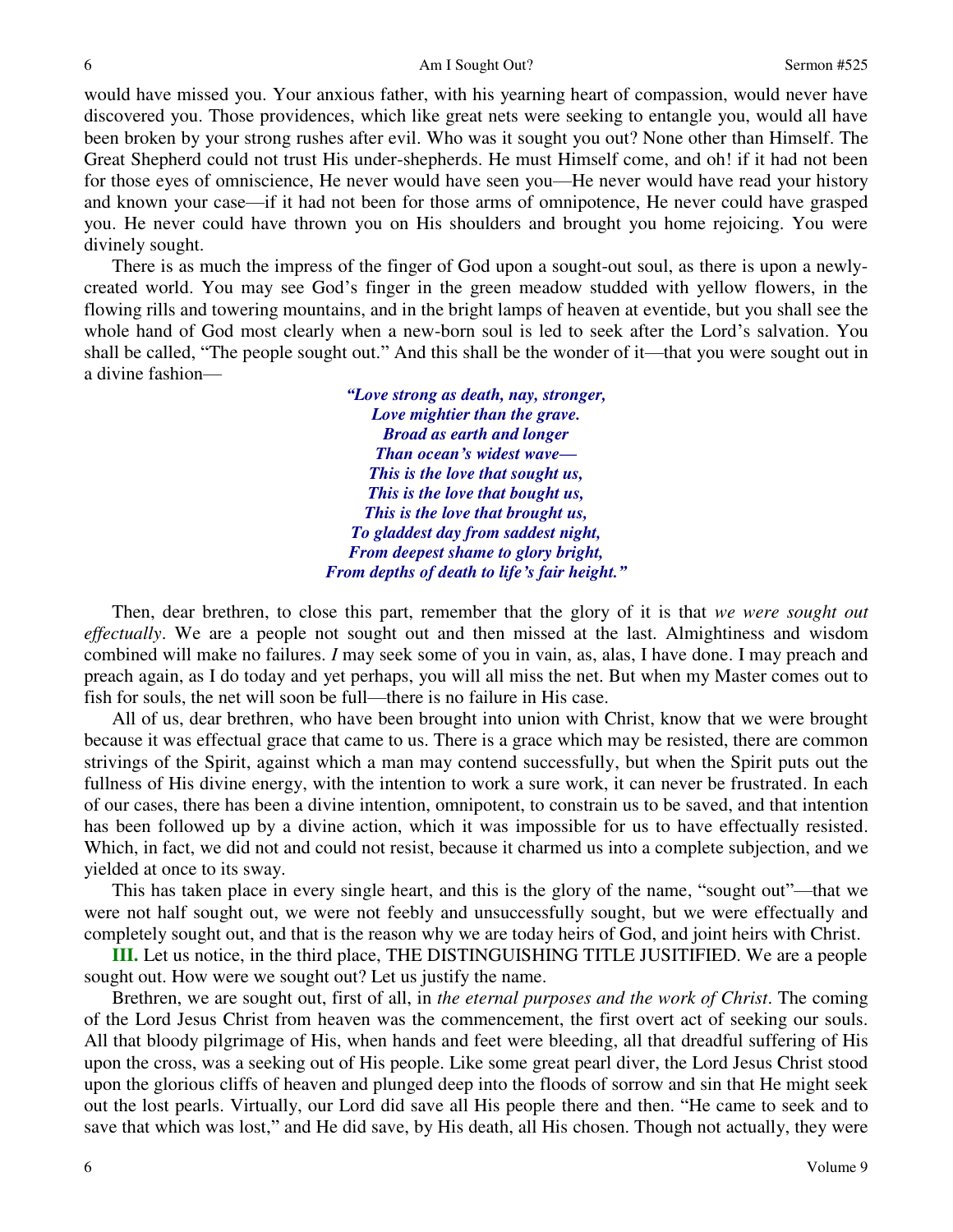would have missed you. Your anxious father, with his yearning heart of compassion, would never have discovered you. Those providences, which like great nets were seeking to entangle you, would all have been broken by your strong rushes after evil. Who was it sought you out? None other than Himself. The Great Shepherd could not trust His under-shepherds. He must Himself come, and oh! if it had not been for those eyes of omniscience, He never would have seen you—He never would have read your history and known your case—if it had not been for those arms of omnipotence, He never could have grasped you. He never could have thrown you on His shoulders and brought you home rejoicing. You were divinely sought.

There is as much the impress of the finger of God upon a sought-out soul, as there is upon a newly-created world. You may see God's finger in the green meadow studded with yellow flowers, in the flowing rills and towering mountains, and in the bright lamps of heaven at eventide, but you shall see the whole hand of God most clearly when a new-born soul is led to seek after the Lord's salvation. You shall be called, "The people sought out." And this shall be the wonder of it—that you were sought out in a divine fashion—

> ***"Love strong as death, nay, stronger,***
> ***Love mightier than the grave.***
> ***Broad as earth and longer***
> ***Than ocean's widest wave—***
> ***This is the love that sought us,***
> ***This is the love that bought us,***
> ***This is the love that brought us,***
> ***To gladdest day from saddest night,***
> ***From deepest shame to glory bright,***
> ***From depths of death to life's fair height."***

Then, dear brethren, to close this part, remember that the glory of it is that *we were sought out effectually*. We are a people not sought out and then missed at the last. Almightiness and wisdom combined will make no failures. *I* may seek some of you in vain, as, alas, I have done. I may preach and preach again, as I do today and yet perhaps, you will all miss the net. But when my Master comes out to fish for souls, the net will soon be full—there is no failure in His case.

All of us, dear brethren, who have been brought into union with Christ, know that we were brought because it was effectual grace that came to us. There is a grace which may be resisted, there are common strivings of the Spirit, against which a man may contend successfully, but when the Spirit puts out the fullness of His divine energy, with the intention to work a sure work, it can never be frustrated. In each of our cases, there has been a divine intention, omnipotent, to constrain us to be saved, and that intention has been followed up by a divine action, which it was impossible for us to have effectually resisted. Which, in fact, we did not and could not resist, because it charmed us into a complete subjection, and we yielded at once to its sway.

This has taken place in every single heart, and this is the glory of the name, "sought out"—that we were not half sought out, we were not feebly and unsuccessfully sought, but we were effectually and completely sought out, and that is the reason why we are today heirs of God, and joint heirs with Christ.

**III.** Let us notice, in the third place, THE DISTINGUISHING TITLE JUSITIFIED. We are a people sought out. How were we sought out? Let us justify the name.

Brethren, we are sought out, first of all, in *the eternal purposes and the work of Christ*. The coming of the Lord Jesus Christ from heaven was the commencement, the first overt act of seeking our souls. All that bloody pilgrimage of His, when hands and feet were bleeding, all that dreadful suffering of His upon the cross, was a seeking out of His people. Like some great pearl diver, the Lord Jesus Christ stood upon the glorious cliffs of heaven and plunged deep into the floods of sorrow and sin that He might seek out the lost pearls. Virtually, our Lord did save all His people there and then. "He came to seek and to save that which was lost," and He did save, by His death, all His chosen. Though not actually, they were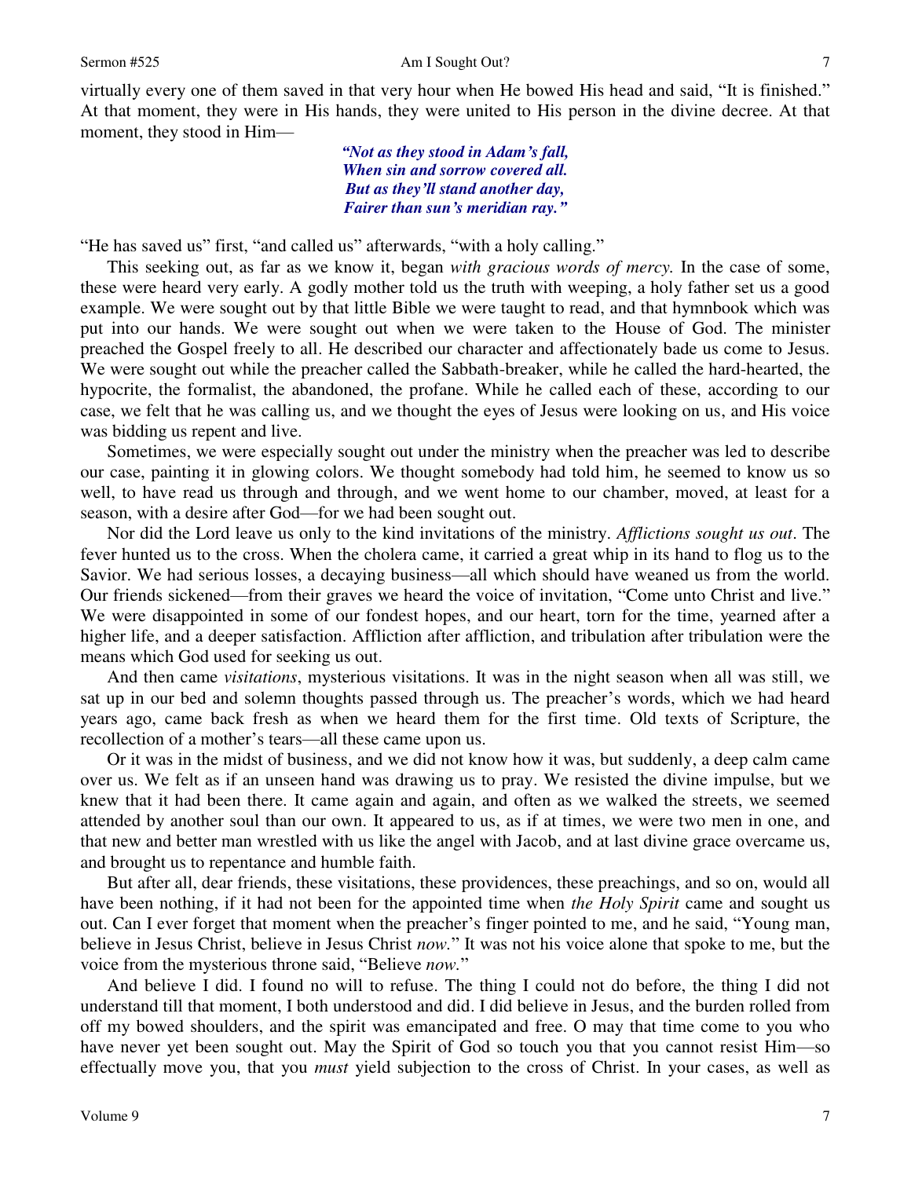virtually every one of them saved in that very hour when He bowed His head and said, "It is finished." At that moment, they were in His hands, they were united to His person in the divine decree. At that moment, they stood in Him—

> ***"Not as they stood in Adam's fall,***
> ***When sin and sorrow covered all.***
> ***But as they'll stand another day,***
> ***Fairer than sun's meridian ray."***

"He has saved us" first, "and called us" afterwards, "with a holy calling."

This seeking out, as far as we know it, began *with gracious words of mercy.* In the case of some, these were heard very early. A godly mother told us the truth with weeping, a holy father set us a good example. We were sought out by that little Bible we were taught to read, and that hymnbook which was put into our hands. We were sought out when we were taken to the House of God. The minister preached the Gospel freely to all. He described our character and affectionately bade us come to Jesus. We were sought out while the preacher called the Sabbath-breaker, while he called the hard-hearted, the hypocrite, the formalist, the abandoned, the profane. While he called each of these, according to our case, we felt that he was calling us, and we thought the eyes of Jesus were looking on us, and His voice was bidding us repent and live.

Sometimes, we were especially sought out under the ministry when the preacher was led to describe our case, painting it in glowing colors. We thought somebody had told him, he seemed to know us so well, to have read us through and through, and we went home to our chamber, moved, at least for a season, with a desire after God—for we had been sought out.

Nor did the Lord leave us only to the kind invitations of the ministry. *Afflictions sought us out*. The fever hunted us to the cross. When the cholera came, it carried a great whip in its hand to flog us to the Savior. We had serious losses, a decaying business—all which should have weaned us from the world. Our friends sickened—from their graves we heard the voice of invitation, "Come unto Christ and live." We were disappointed in some of our fondest hopes, and our heart, torn for the time, yearned after a higher life, and a deeper satisfaction. Affliction after affliction, and tribulation after tribulation were the means which God used for seeking us out.

And then came *visitations*, mysterious visitations. It was in the night season when all was still, we sat up in our bed and solemn thoughts passed through us. The preacher's words, which we had heard years ago, came back fresh as when we heard them for the first time. Old texts of Scripture, the recollection of a mother's tears—all these came upon us.

Or it was in the midst of business, and we did not know how it was, but suddenly, a deep calm came over us. We felt as if an unseen hand was drawing us to pray. We resisted the divine impulse, but we knew that it had been there. It came again and again, and often as we walked the streets, we seemed attended by another soul than our own. It appeared to us, as if at times, we were two men in one, and that new and better man wrestled with us like the angel with Jacob, and at last divine grace overcame us, and brought us to repentance and humble faith.

But after all, dear friends, these visitations, these providences, these preachings, and so on, would all have been nothing, if it had not been for the appointed time when *the Holy Spirit* came and sought us out. Can I ever forget that moment when the preacher's finger pointed to me, and he said, "Young man, believe in Jesus Christ, believe in Jesus Christ *now.*" It was not his voice alone that spoke to me, but the voice from the mysterious throne said, "Believe *now.*"

And believe I did. I found no will to refuse. The thing I could not do before, the thing I did not understand till that moment, I both understood and did. I did believe in Jesus, and the burden rolled from off my bowed shoulders, and the spirit was emancipated and free. O may that time come to you who have never yet been sought out. May the Spirit of God so touch you that you cannot resist Him—so effectually move you, that you *must* yield subjection to the cross of Christ. In your cases, as well as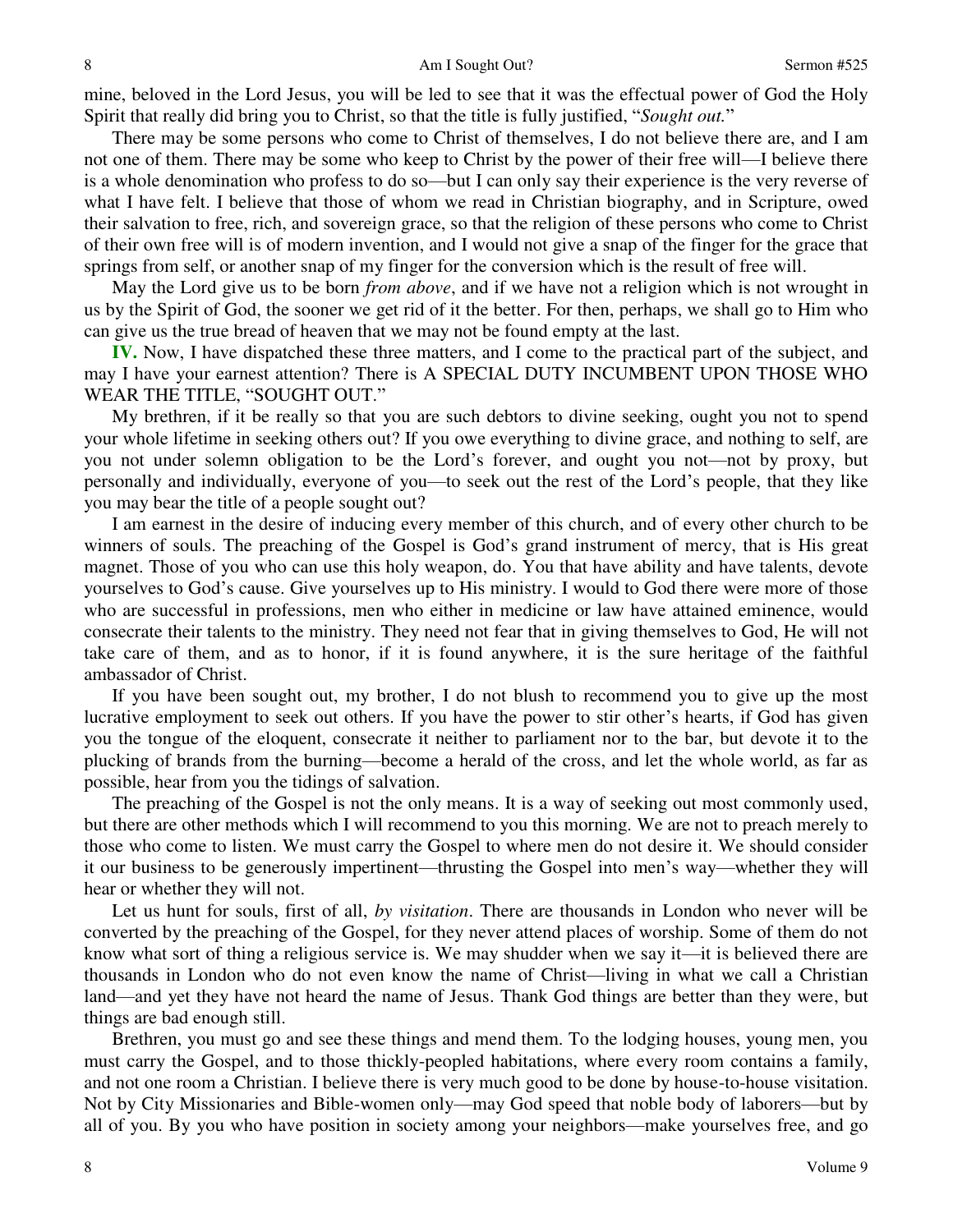mine, beloved in the Lord Jesus, you will be led to see that it was the effectual power of God the Holy Spirit that really did bring you to Christ, so that the title is fully justified, "*Sought out.*"

There may be some persons who come to Christ of themselves, I do not believe there are, and I am not one of them. There may be some who keep to Christ by the power of their free will—I believe there is a whole denomination who profess to do so—but I can only say their experience is the very reverse of what I have felt. I believe that those of whom we read in Christian biography, and in Scripture, owed their salvation to free, rich, and sovereign grace, so that the religion of these persons who come to Christ of their own free will is of modern invention, and I would not give a snap of the finger for the grace that springs from self, or another snap of my finger for the conversion which is the result of free will.

May the Lord give us to be born *from above*, and if we have not a religion which is not wrought in us by the Spirit of God, the sooner we get rid of it the better. For then, perhaps, we shall go to Him who can give us the true bread of heaven that we may not be found empty at the last.

**IV.** Now, I have dispatched these three matters, and I come to the practical part of the subject, and may I have your earnest attention? There is A SPECIAL DUTY INCUMBENT UPON THOSE WHO WEAR THE TITLE, "SOUGHT OUT."

My brethren, if it be really so that you are such debtors to divine seeking, ought you not to spend your whole lifetime in seeking others out? If you owe everything to divine grace, and nothing to self, are you not under solemn obligation to be the Lord's forever, and ought you not—not by proxy, but personally and individually, everyone of you—to seek out the rest of the Lord's people, that they like you may bear the title of a people sought out?

I am earnest in the desire of inducing every member of this church, and of every other church to be winners of souls. The preaching of the Gospel is God's grand instrument of mercy, that is His great magnet. Those of you who can use this holy weapon, do. You that have ability and have talents, devote yourselves to God's cause. Give yourselves up to His ministry. I would to God there were more of those who are successful in professions, men who either in medicine or law have attained eminence, would consecrate their talents to the ministry. They need not fear that in giving themselves to God, He will not take care of them, and as to honor, if it is found anywhere, it is the sure heritage of the faithful ambassador of Christ.

If you have been sought out, my brother, I do not blush to recommend you to give up the most lucrative employment to seek out others. If you have the power to stir other's hearts, if God has given you the tongue of the eloquent, consecrate it neither to parliament nor to the bar, but devote it to the plucking of brands from the burning—become a herald of the cross, and let the whole world, as far as possible, hear from you the tidings of salvation.

The preaching of the Gospel is not the only means. It is a way of seeking out most commonly used, but there are other methods which I will recommend to you this morning. We are not to preach merely to those who come to listen. We must carry the Gospel to where men do not desire it. We should consider it our business to be generously impertinent—thrusting the Gospel into men's way—whether they will hear or whether they will not.

Let us hunt for souls, first of all, *by visitation*. There are thousands in London who never will be converted by the preaching of the Gospel, for they never attend places of worship. Some of them do not know what sort of thing a religious service is. We may shudder when we say it—it is believed there are thousands in London who do not even know the name of Christ—living in what we call a Christian land—and yet they have not heard the name of Jesus. Thank God things are better than they were, but things are bad enough still.

Brethren, you must go and see these things and mend them. To the lodging houses, young men, you must carry the Gospel, and to those thickly-peopled habitations, where every room contains a family, and not one room a Christian. I believe there is very much good to be done by house-to-house visitation. Not by City Missionaries and Bible-women only—may God speed that noble body of laborers—but by all of you. By you who have position in society among your neighbors—make yourselves free, and go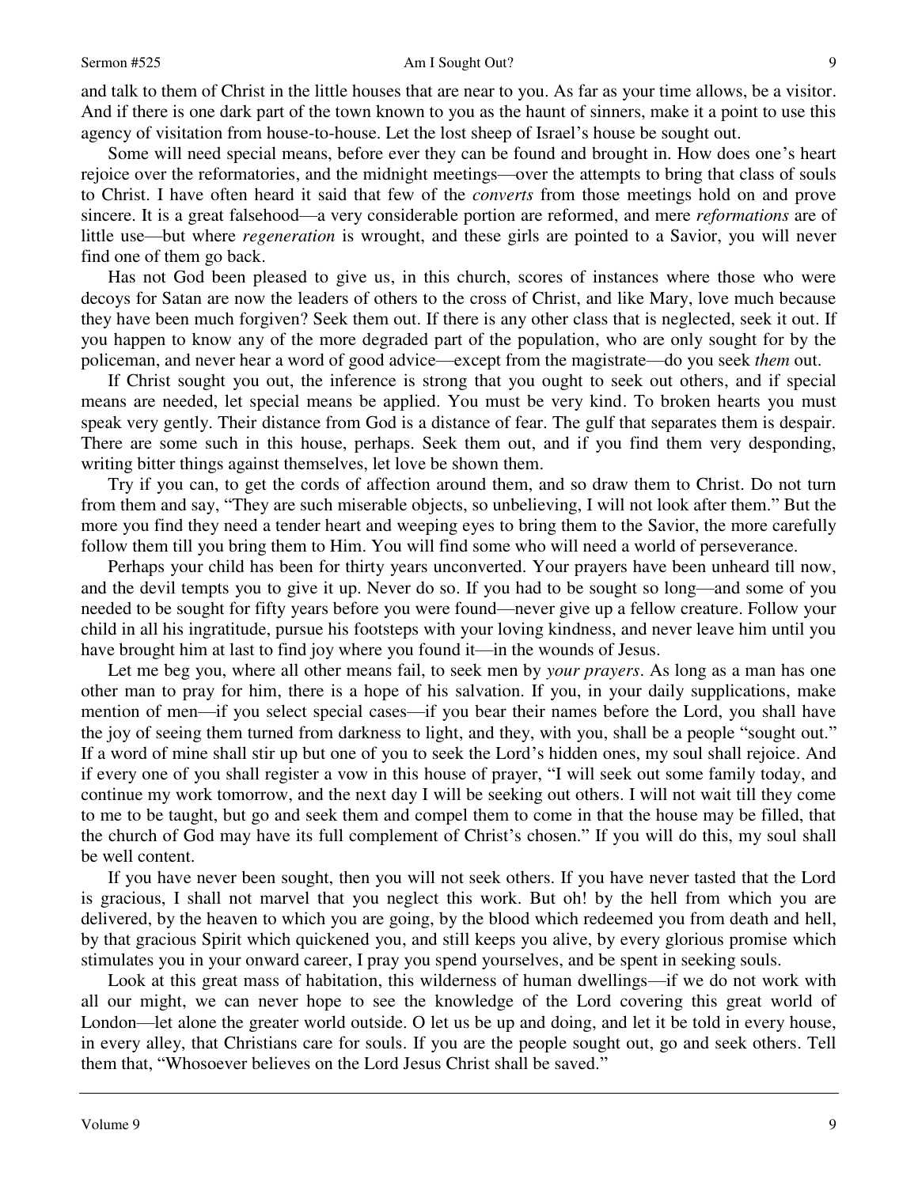and talk to them of Christ in the little houses that are near to you. As far as your time allows, be a visitor. And if there is one dark part of the town known to you as the haunt of sinners, make it a point to use this agency of visitation from house-to-house. Let the lost sheep of Israel's house be sought out.

Some will need special means, before ever they can be found and brought in. How does one's heart rejoice over the reformatories, and the midnight meetings—over the attempts to bring that class of souls to Christ. I have often heard it said that few of the *converts* from those meetings hold on and prove sincere. It is a great falsehood—a very considerable portion are reformed, and mere *reformations* are of little use—but where *regeneration* is wrought, and these girls are pointed to a Savior, you will never find one of them go back.

Has not God been pleased to give us, in this church, scores of instances where those who were decoys for Satan are now the leaders of others to the cross of Christ, and like Mary, love much because they have been much forgiven? Seek them out. If there is any other class that is neglected, seek it out. If you happen to know any of the more degraded part of the population, who are only sought for by the policeman, and never hear a word of good advice—except from the magistrate—do you seek *them* out.

If Christ sought you out, the inference is strong that you ought to seek out others, and if special means are needed, let special means be applied. You must be very kind. To broken hearts you must speak very gently. Their distance from God is a distance of fear. The gulf that separates them is despair. There are some such in this house, perhaps. Seek them out, and if you find them very desponding, writing bitter things against themselves, let love be shown them.

Try if you can, to get the cords of affection around them, and so draw them to Christ. Do not turn from them and say, "They are such miserable objects, so unbelieving, I will not look after them." But the more you find they need a tender heart and weeping eyes to bring them to the Savior, the more carefully follow them till you bring them to Him. You will find some who will need a world of perseverance.

Perhaps your child has been for thirty years unconverted. Your prayers have been unheard till now, and the devil tempts you to give it up. Never do so. If you had to be sought so long—and some of you needed to be sought for fifty years before you were found—never give up a fellow creature. Follow your child in all his ingratitude, pursue his footsteps with your loving kindness, and never leave him until you have brought him at last to find joy where you found it—in the wounds of Jesus.

Let me beg you, where all other means fail, to seek men by *your prayers*. As long as a man has one other man to pray for him, there is a hope of his salvation. If you, in your daily supplications, make mention of men—if you select special cases—if you bear their names before the Lord, you shall have the joy of seeing them turned from darkness to light, and they, with you, shall be a people "sought out." If a word of mine shall stir up but one of you to seek the Lord's hidden ones, my soul shall rejoice. And if every one of you shall register a vow in this house of prayer, "I will seek out some family today, and continue my work tomorrow, and the next day I will be seeking out others. I will not wait till they come to me to be taught, but go and seek them and compel them to come in that the house may be filled, that the church of God may have its full complement of Christ's chosen." If you will do this, my soul shall be well content.

If you have never been sought, then you will not seek others. If you have never tasted that the Lord is gracious, I shall not marvel that you neglect this work. But oh! by the hell from which you are delivered, by the heaven to which you are going, by the blood which redeemed you from death and hell, by that gracious Spirit which quickened you, and still keeps you alive, by every glorious promise which stimulates you in your onward career, I pray you spend yourselves, and be spent in seeking souls.

Look at this great mass of habitation, this wilderness of human dwellings—if we do not work with all our might, we can never hope to see the knowledge of the Lord covering this great world of London—let alone the greater world outside. O let us be up and doing, and let it be told in every house, in every alley, that Christians care for souls. If you are the people sought out, go and seek others. Tell them that, "Whosoever believes on the Lord Jesus Christ shall be saved."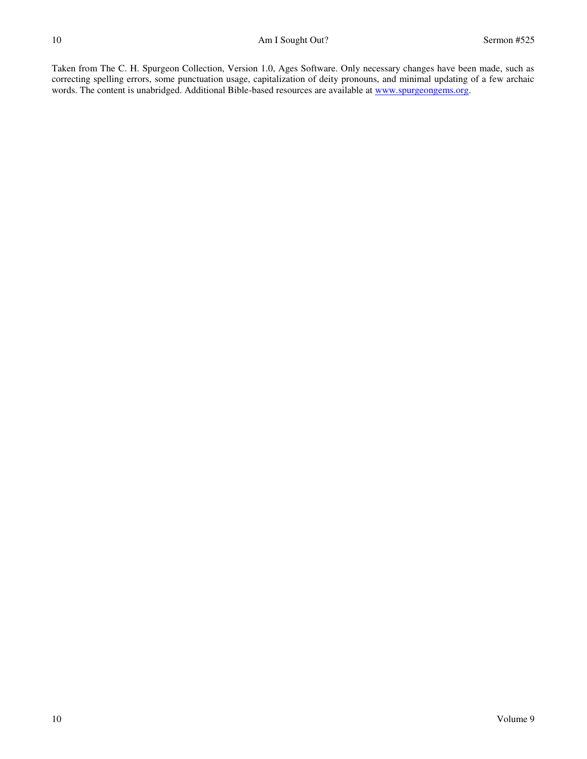Taken from The C. H. Spurgeon Collection, Version 1.0, Ages Software. Only necessary changes have been made, such as correcting spelling errors, some punctuation usage, capitalization of deity pronouns, and minimal updating of a few archaic words. The content is unabridged. Additional Bible-based resources are available at [www.spurgeongems.org](http://www.spurgeongems.org).